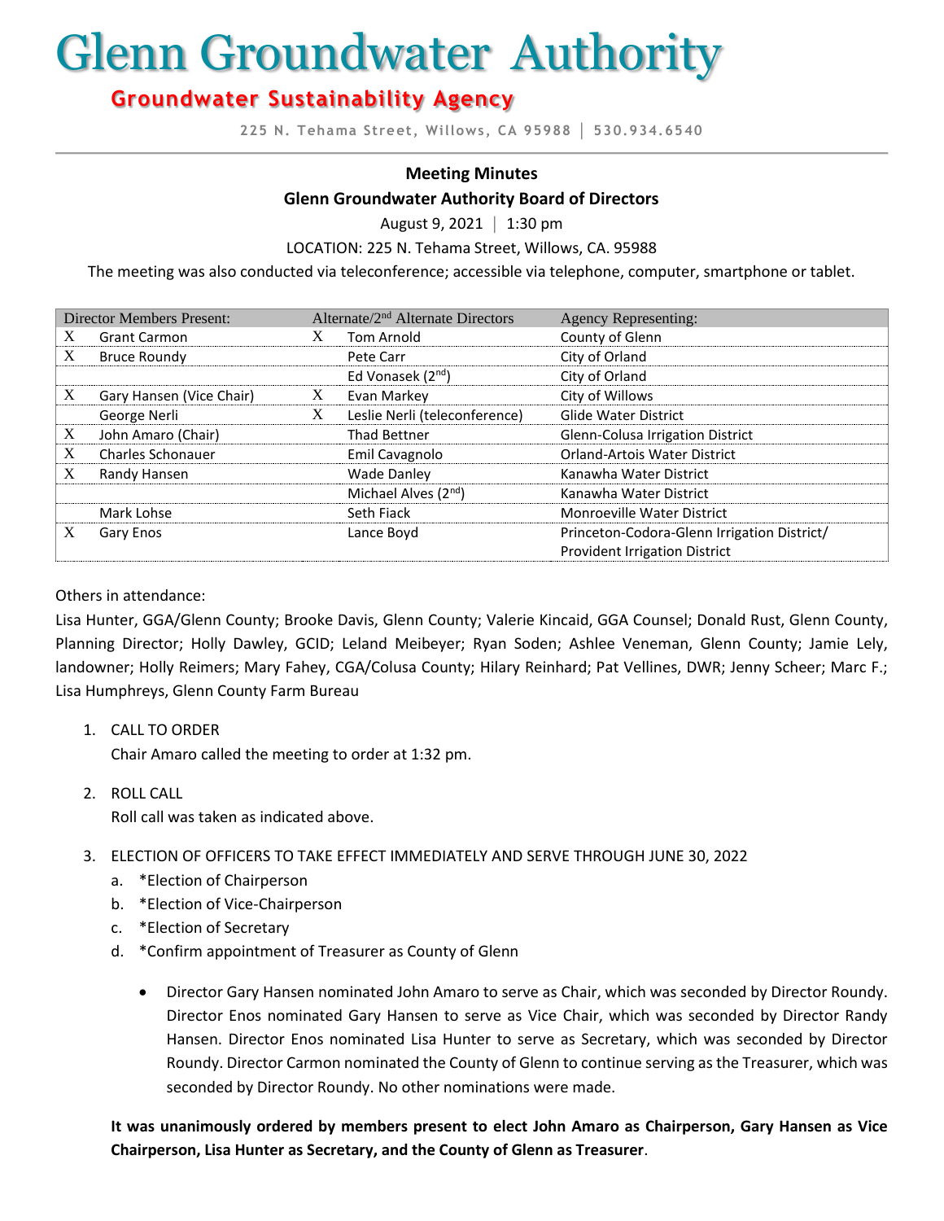# Glenn Groundwater Authority

## Groundwater Sustainability Agency

225 N. Tehama Street, Willows, CA 95988 │ 530.934.6540

**Meeting Minutes**

**Glenn Groundwater Authority Board of Directors**

August 9, 2021 │ 1:30 pm

LOCATION: 225 N. Tehama Street, Willows, CA. 95988

The meeting was also conducted via teleconference; accessible via telephone, computer, smartphone or tablet.

| | Director Members Present: | | Alternate/2nd Alternate Directors | Agency Representing: |
|---|---|---|---|---|
| X | Grant Carmon | X | Tom Arnold | County of Glenn |
| X | Bruce Roundy | | Pete Carr | City of Orland |
| | | | Ed Vonasek (2nd) | City of Orland |
| X | Gary Hansen (Vice Chair) | X | Evan Markey | City of Willows |
| | George Nerli | X | Leslie Nerli (teleconference) | Glide Water District |
| X | John Amaro (Chair) | | Thad Bettner | Glenn-Colusa Irrigation District |
| X | Charles Schonauer | | Emil Cavagnolo | Orland-Artois Water District |
| X | Randy Hansen | | Wade Danley | Kanawha Water District |
| | | | Michael Alves (2nd) | Kanawha Water District |
| | Mark Lohse | | Seth Fiack | Monroeville Water District |
| X | Gary Enos | | Lance Boyd | Princeton-Codora-Glenn Irrigation District/ Provident Irrigation District |

Others in attendance:

Lisa Hunter, GGA/Glenn County; Brooke Davis, Glenn County; Valerie Kincaid, GGA Counsel; Donald Rust, Glenn County, Planning Director; Holly Dawley, GCID; Leland Meibeyer; Ryan Soden; Ashlee Veneman, Glenn County; Jamie Lely, landowner; Holly Reimers; Mary Fahey, CGA/Colusa County; Hilary Reinhard; Pat Vellines, DWR; Jenny Scheer; Marc F.; Lisa Humphreys, Glenn County Farm Bureau

1. CALL TO ORDER
   Chair Amaro called the meeting to order at 1:32 pm.

2. ROLL CALL
   Roll call was taken as indicated above.

3. ELECTION OF OFFICERS TO TAKE EFFECT IMMEDIATELY AND SERVE THROUGH JUNE 30, 2022
   a. *Election of Chairperson
   b. *Election of Vice-Chairperson
   c. *Election of Secretary
   d. *Confirm appointment of Treasurer as County of Glenn

   - Director Gary Hansen nominated John Amaro to serve as Chair, which was seconded by Director Roundy. Director Enos nominated Gary Hansen to serve as Vice Chair, which was seconded by Director Randy Hansen. Director Enos nominated Lisa Hunter to serve as Secretary, which was seconded by Director Roundy. Director Carmon nominated the County of Glenn to continue serving as the Treasurer, which was seconded by Director Roundy. No other nominations were made.

   **It was unanimously ordered by members present to elect John Amaro as Chairperson, Gary Hansen as Vice Chairperson, Lisa Hunter as Secretary, and the County of Glenn as Treasurer**.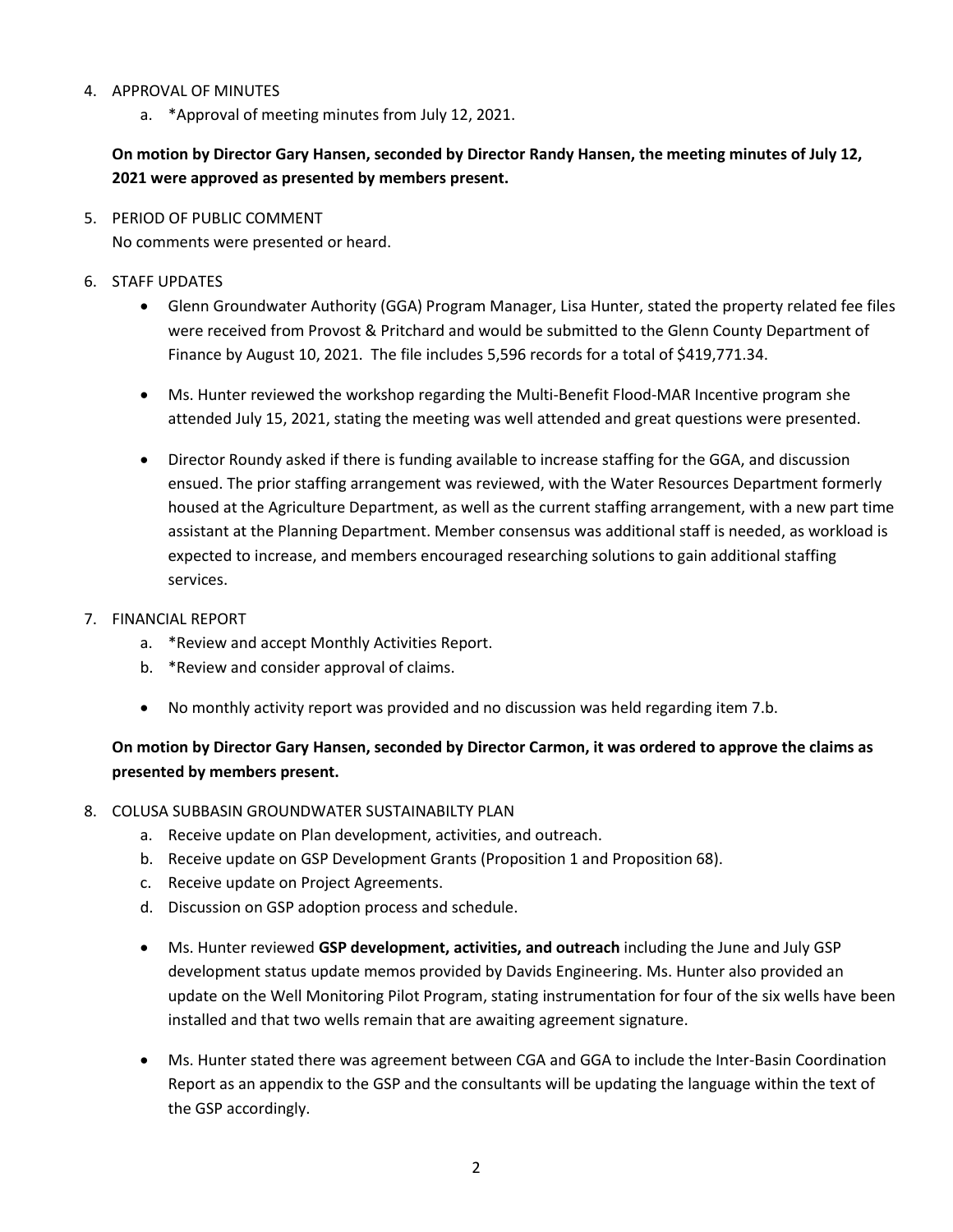4. APPROVAL OF MINUTES
   a. *Approval of meeting minutes from July 12, 2021.

**On motion by Director Gary Hansen, seconded by Director Randy Hansen, the meeting minutes of July 12, 2021 were approved as presented by members present.**

5. PERIOD OF PUBLIC COMMENT
   No comments were presented or heard.

6. STAFF UPDATES
   - Glenn Groundwater Authority (GGA) Program Manager, Lisa Hunter, stated the property related fee files were received from Provost & Pritchard and would be submitted to the Glenn County Department of Finance by August 10, 2021. The file includes 5,596 records for a total of $419,771.34.
   - Ms. Hunter reviewed the workshop regarding the Multi-Benefit Flood-MAR Incentive program she attended July 15, 2021, stating the meeting was well attended and great questions were presented.
   - Director Roundy asked if there is funding available to increase staffing for the GGA, and discussion ensued. The prior staffing arrangement was reviewed, with the Water Resources Department formerly housed at the Agriculture Department, as well as the current staffing arrangement, with a new part time assistant at the Planning Department. Member consensus was additional staff is needed, as workload is expected to increase, and members encouraged researching solutions to gain additional staffing services.

7. FINANCIAL REPORT
   a. *Review and accept Monthly Activities Report.
   b. *Review and consider approval of claims.

   - No monthly activity report was provided and no discussion was held regarding item 7.b.

**On motion by Director Gary Hansen, seconded by Director Carmon, it was ordered to approve the claims as presented by members present.**

8. COLUSA SUBBASIN GROUNDWATER SUSTAINABILTY PLAN
   a. Receive update on Plan development, activities, and outreach.
   b. Receive update on GSP Development Grants (Proposition 1 and Proposition 68).
   c. Receive update on Project Agreements.
   d. Discussion on GSP adoption process and schedule.

   - Ms. Hunter reviewed **GSP development, activities, and outreach** including the June and July GSP development status update memos provided by Davids Engineering. Ms. Hunter also provided an update on the Well Monitoring Pilot Program, stating instrumentation for four of the six wells have been installed and that two wells remain that are awaiting agreement signature.
   - Ms. Hunter stated there was agreement between CGA and GGA to include the Inter-Basin Coordination Report as an appendix to the GSP and the consultants will be updating the language within the text of the GSP accordingly.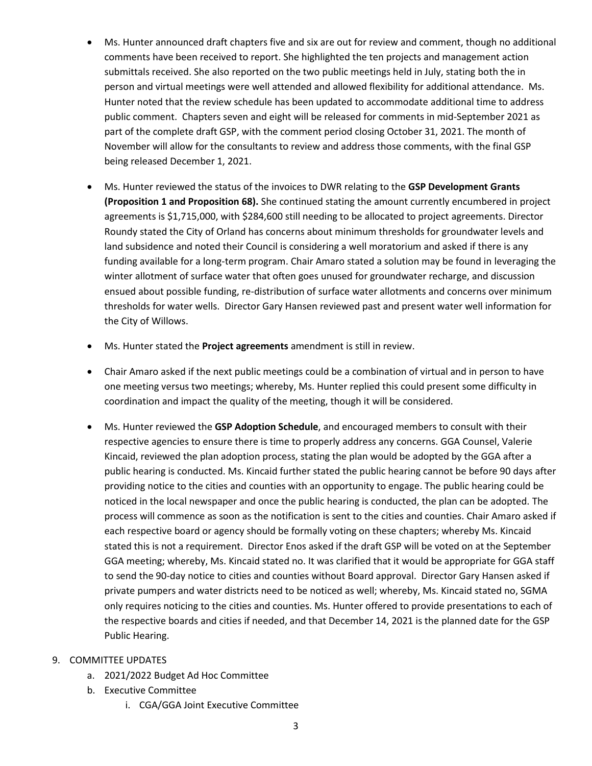- Ms. Hunter announced draft chapters five and six are out for review and comment, though no additional comments have been received to report. She highlighted the ten projects and management action submittals received. She also reported on the two public meetings held in July, stating both the in person and virtual meetings were well attended and allowed flexibility for additional attendance. Ms. Hunter noted that the review schedule has been updated to accommodate additional time to address public comment. Chapters seven and eight will be released for comments in mid-September 2021 as part of the complete draft GSP, with the comment period closing October 31, 2021. The month of November will allow for the consultants to review and address those comments, with the final GSP being released December 1, 2021.

- Ms. Hunter reviewed the status of the invoices to DWR relating to the **GSP Development Grants (Proposition 1 and Proposition 68).** She continued stating the amount currently encumbered in project agreements is $1,715,000, with $284,600 still needing to be allocated to project agreements. Director Roundy stated the City of Orland has concerns about minimum thresholds for groundwater levels and land subsidence and noted their Council is considering a well moratorium and asked if there is any funding available for a long-term program. Chair Amaro stated a solution may be found in leveraging the winter allotment of surface water that often goes unused for groundwater recharge, and discussion ensued about possible funding, re-distribution of surface water allotments and concerns over minimum thresholds for water wells. Director Gary Hansen reviewed past and present water well information for the City of Willows.

- Ms. Hunter stated the **Project agreements** amendment is still in review.

- Chair Amaro asked if the next public meetings could be a combination of virtual and in person to have one meeting versus two meetings; whereby, Ms. Hunter replied this could present some difficulty in coordination and impact the quality of the meeting, though it will be considered.

- Ms. Hunter reviewed the **GSP Adoption Schedule**, and encouraged members to consult with their respective agencies to ensure there is time to properly address any concerns. GGA Counsel, Valerie Kincaid, reviewed the plan adoption process, stating the plan would be adopted by the GGA after a public hearing is conducted. Ms. Kincaid further stated the public hearing cannot be before 90 days after providing notice to the cities and counties with an opportunity to engage. The public hearing could be noticed in the local newspaper and once the public hearing is conducted, the plan can be adopted. The process will commence as soon as the notification is sent to the cities and counties. Chair Amaro asked if each respective board or agency should be formally voting on these chapters; whereby Ms. Kincaid stated this is not a requirement. Director Enos asked if the draft GSP will be voted on at the September GGA meeting; whereby, Ms. Kincaid stated no. It was clarified that it would be appropriate for GGA staff to send the 90-day notice to cities and counties without Board approval. Director Gary Hansen asked if private pumpers and water districts need to be noticed as well; whereby, Ms. Kincaid stated no, SGMA only requires noticing to the cities and counties. Ms. Hunter offered to provide presentations to each of the respective boards and cities if needed, and that December 14, 2021 is the planned date for the GSP Public Hearing.

9. COMMITTEE UPDATES
   a. 2021/2022 Budget Ad Hoc Committee
   b. Executive Committee
      i. CGA/GGA Joint Executive Committee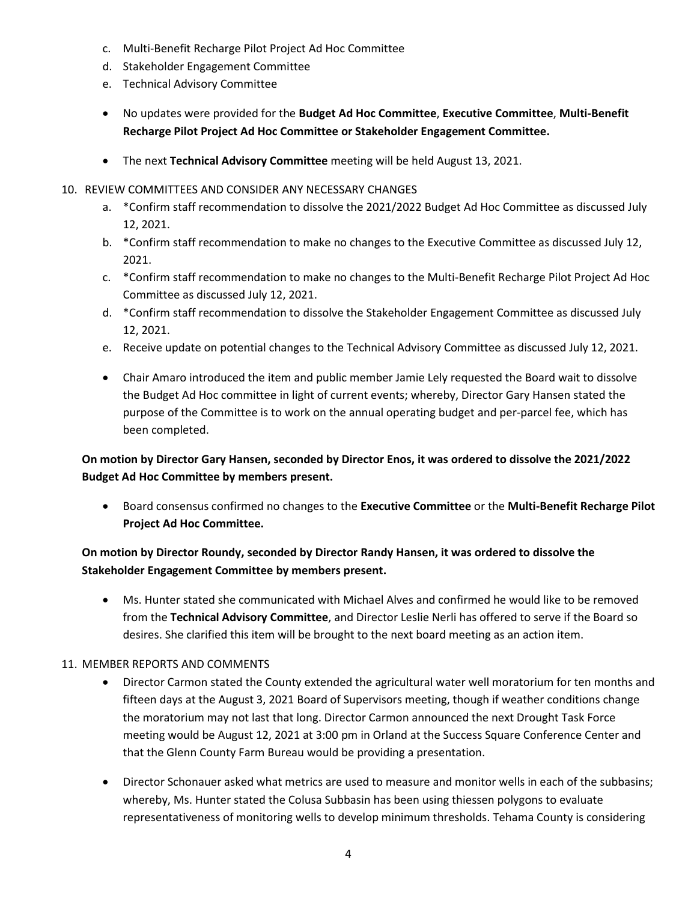c. Multi-Benefit Recharge Pilot Project Ad Hoc Committee
d. Stakeholder Engagement Committee
e. Technical Advisory Committee

- No updates were provided for the **Budget Ad Hoc Committee**, **Executive Committee**, **Multi-Benefit Recharge Pilot Project Ad Hoc Committee or Stakeholder Engagement Committee.**
- The next **Technical Advisory Committee** meeting will be held August 13, 2021.

10. REVIEW COMMITTEES AND CONSIDER ANY NECESSARY CHANGES

a. *Confirm staff recommendation to dissolve the 2021/2022 Budget Ad Hoc Committee as discussed July 12, 2021.
b. *Confirm staff recommendation to make no changes to the Executive Committee as discussed July 12, 2021.
c. *Confirm staff recommendation to make no changes to the Multi-Benefit Recharge Pilot Project Ad Hoc Committee as discussed July 12, 2021.
d. *Confirm staff recommendation to dissolve the Stakeholder Engagement Committee as discussed July 12, 2021.
e. Receive update on potential changes to the Technical Advisory Committee as discussed July 12, 2021.

- Chair Amaro introduced the item and public member Jamie Lely requested the Board wait to dissolve the Budget Ad Hoc committee in light of current events; whereby, Director Gary Hansen stated the purpose of the Committee is to work on the annual operating budget and per-parcel fee, which has been completed.

**On motion by Director Gary Hansen, seconded by Director Enos, it was ordered to dissolve the 2021/2022 Budget Ad Hoc Committee by members present.**

- Board consensus confirmed no changes to the **Executive Committee** or the **Multi-Benefit Recharge Pilot Project Ad Hoc Committee.**

**On motion by Director Roundy, seconded by Director Randy Hansen, it was ordered to dissolve the Stakeholder Engagement Committee by members present.**

- Ms. Hunter stated she communicated with Michael Alves and confirmed he would like to be removed from the **Technical Advisory Committee**, and Director Leslie Nerli has offered to serve if the Board so desires. She clarified this item will be brought to the next board meeting as an action item.

11. MEMBER REPORTS AND COMMENTS

- Director Carmon stated the County extended the agricultural water well moratorium for ten months and fifteen days at the August 3, 2021 Board of Supervisors meeting, though if weather conditions change the moratorium may not last that long. Director Carmon announced the next Drought Task Force meeting would be August 12, 2021 at 3:00 pm in Orland at the Success Square Conference Center and that the Glenn County Farm Bureau would be providing a presentation.
- Director Schonauer asked what metrics are used to measure and monitor wells in each of the subbasins; whereby, Ms. Hunter stated the Colusa Subbasin has been using thiessen polygons to evaluate representativeness of monitoring wells to develop minimum thresholds. Tehama County is considering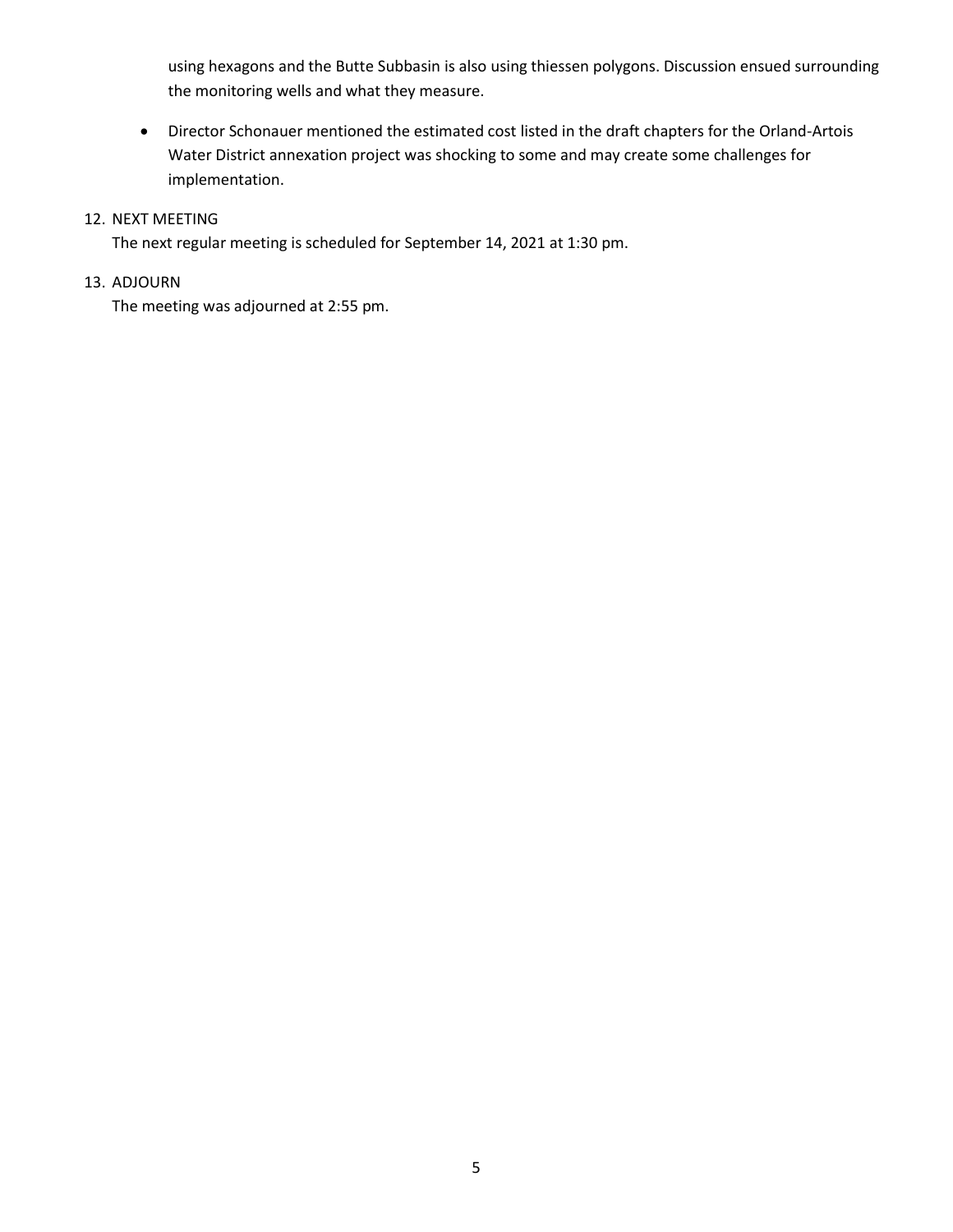using hexagons and the Butte Subbasin is also using thiessen polygons. Discussion ensued surrounding the monitoring wells and what they measure.

- Director Schonauer mentioned the estimated cost listed in the draft chapters for the Orland-Artois Water District annexation project was shocking to some and may create some challenges for implementation.

12. NEXT MEETING

The next regular meeting is scheduled for September 14, 2021 at 1:30 pm.

13. ADJOURN

The meeting was adjourned at 2:55 pm.